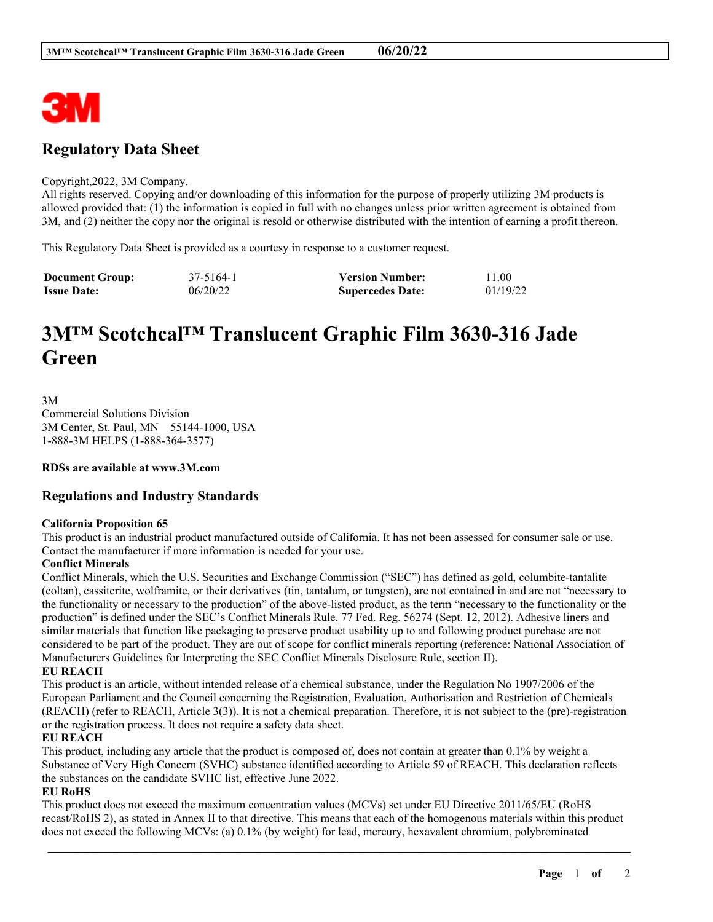# Regulatory Data Sheet

Copyright,2022, 3M Company.
All rights reserved. Copying and/or downloading of this information for the purpose of properly utilizing 3M products is allowed provided that: (1) the information is copied in full with no changes unless prior written agreement is obtained from 3M, and (2) neither the copy nor the original is resold or otherwise distributed with the intention of earning a profit thereon.

This Regulatory Data Sheet is provided as a courtesy in response to a customer request.

| **Document Group:** | 37-5164-1 | **Version Number:** | 11.00 |
|---|---|---|---|
| **Issue Date:** | 06/20/22 | **Supercedes Date:** | 01/19/22 |

# 3M™ Scotchcal™ Translucent Graphic Film 3630-316 Jade Green

3M
Commercial Solutions Division
3M Center, St. Paul, MN 55144-1000, USA
1-888-3M HELPS (1-888-364-3577)

**RDSs are available at www.3M.com**

## Regulations and Industry Standards

**California Proposition 65**
This product is an industrial product manufactured outside of California. It has not been assessed for consumer sale or use. Contact the manufacturer if more information is needed for your use.

**Conflict Minerals**
Conflict Minerals, which the U.S. Securities and Exchange Commission ("SEC") has defined as gold, columbite-tantalite (coltan), cassiterite, wolframite, or their derivatives (tin, tantalum, or tungsten), are not contained in and are not "necessary to the functionality or necessary to the production" of the above-listed product, as the term "necessary to the functionality or the production" is defined under the SEC's Conflict Minerals Rule. 77 Fed. Reg. 56274 (Sept. 12, 2012). Adhesive liners and similar materials that function like packaging to preserve product usability up to and following product purchase are not considered to be part of the product. They are out of scope for conflict minerals reporting (reference: National Association of Manufacturers Guidelines for Interpreting the SEC Conflict Minerals Disclosure Rule, section II).

**EU REACH**
This product is an article, without intended release of a chemical substance, under the Regulation No 1907/2006 of the European Parliament and the Council concerning the Registration, Evaluation, Authorisation and Restriction of Chemicals (REACH) (refer to REACH, Article 3(3)). It is not a chemical preparation. Therefore, it is not subject to the (pre)-registration or the registration process. It does not require a safety data sheet.

**EU REACH**
This product, including any article that the product is composed of, does not contain at greater than 0.1% by weight a Substance of Very High Concern (SVHC) substance identified according to Article 59 of REACH. This declaration reflects the substances on the candidate SVHC list, effective June 2022.

**EU RoHS**
This product does not exceed the maximum concentration values (MCVs) set under EU Directive 2011/65/EU (RoHS recast/RoHS 2), as stated in Annex II to that directive. This means that each of the homogenous materials within this product does not exceed the following MCVs: (a) 0.1% (by weight) for lead, mercury, hexavalent chromium, polybrominated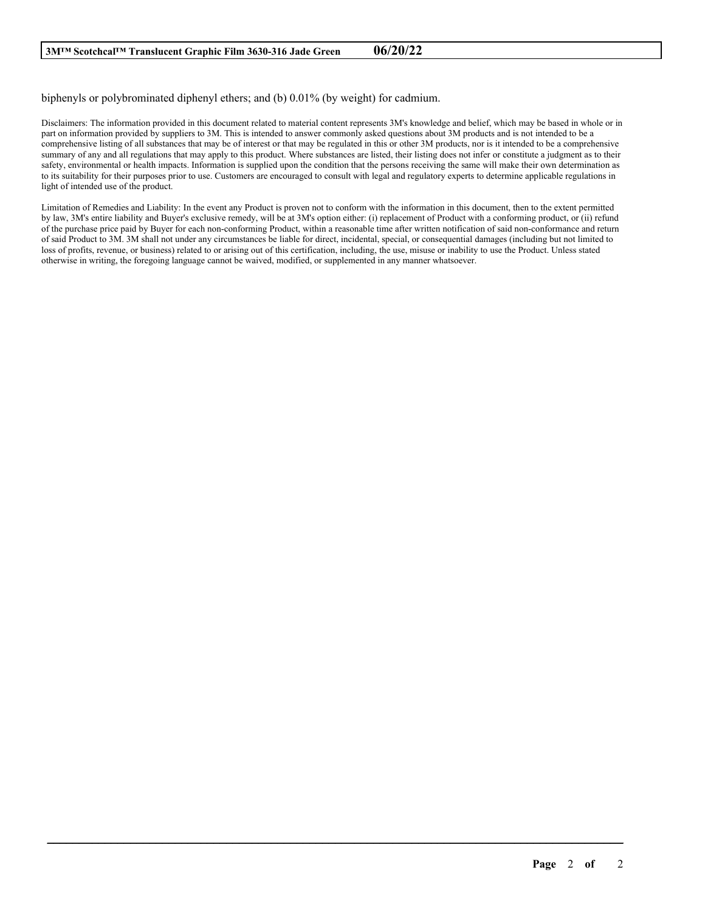biphenyls or polybrominated diphenyl ethers; and (b) 0.01% (by weight) for cadmium.

Disclaimers: The information provided in this document related to material content represents 3M's knowledge and belief, which may be based in whole or in part on information provided by suppliers to 3M. This is intended to answer commonly asked questions about 3M products and is not intended to be a comprehensive listing of all substances that may be of interest or that may be regulated in this or other 3M products, nor is it intended to be a comprehensive summary of any and all regulations that may apply to this product. Where substances are listed, their listing does not infer or constitute a judgment as to their safety, environmental or health impacts. Information is supplied upon the condition that the persons receiving the same will make their own determination as to its suitability for their purposes prior to use. Customers are encouraged to consult with legal and regulatory experts to determine applicable regulations in light of intended use of the product.

Limitation of Remedies and Liability: In the event any Product is proven not to conform with the information in this document, then to the extent permitted by law, 3M's entire liability and Buyer's exclusive remedy, will be at 3M's option either: (i) replacement of Product with a conforming product, or (ii) refund of the purchase price paid by Buyer for each non-conforming Product, within a reasonable time after written notification of said non-conformance and return of said Product to 3M. 3M shall not under any circumstances be liable for direct, incidental, special, or consequential damages (including but not limited to loss of profits, revenue, or business) related to or arising out of this certification, including, the use, misuse or inability to use the Product. Unless stated otherwise in writing, the foregoing language cannot be waived, modified, or supplemented in any manner whatsoever.